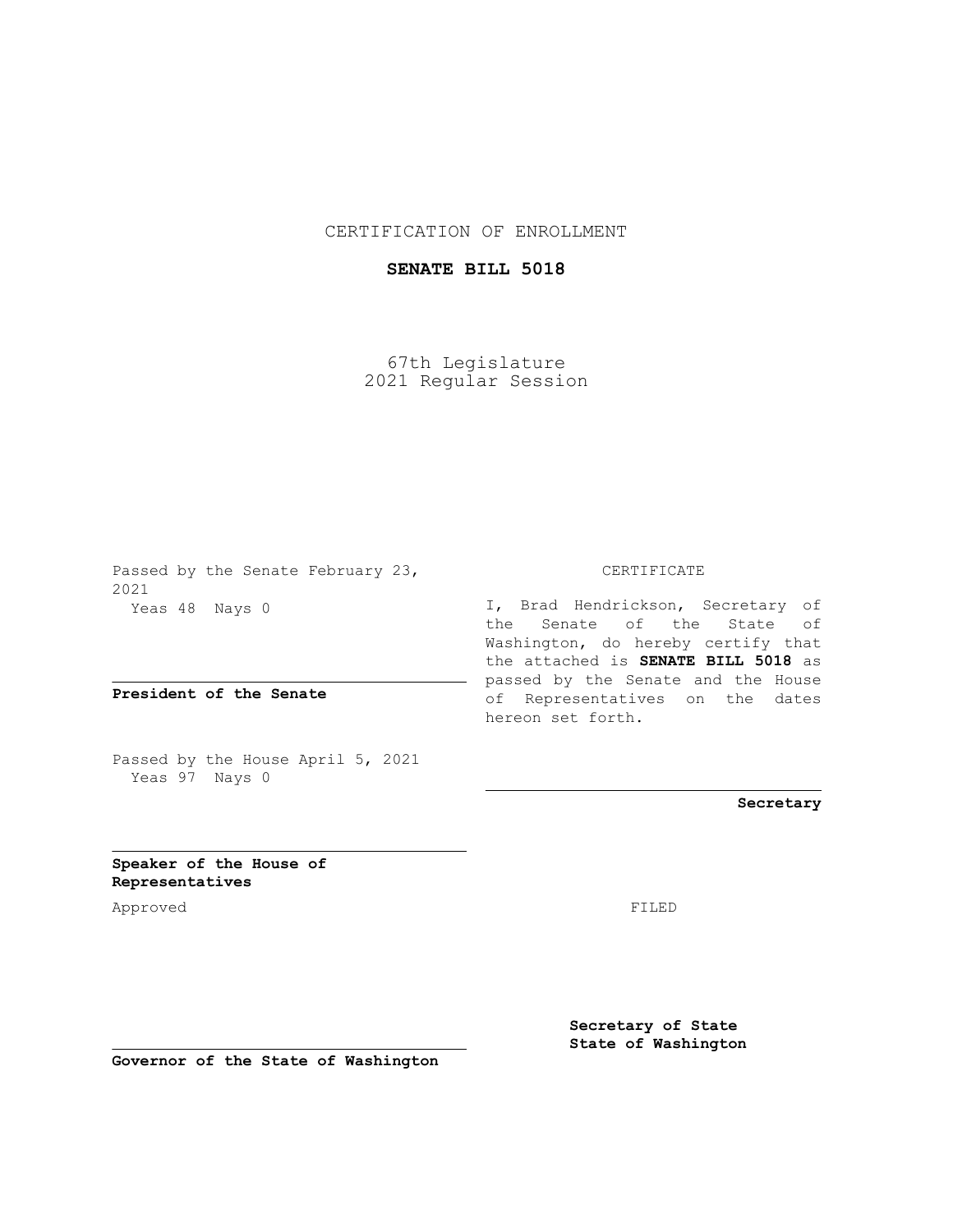CERTIFICATION OF ENROLLMENT

**SENATE BILL 5018**

67th Legislature
2021 Regular Session

Passed by the Senate February 23, 2021
Yeas 48 Nays 0

**President of the Senate**

Passed by the House April 5, 2021
Yeas 97 Nays 0

**Speaker of the House of Representatives**

CERTIFICATE

I, Brad Hendrickson, Secretary of the Senate of the State of Washington, do hereby certify that the attached is **SENATE BILL 5018** as passed by the Senate and the House of Representatives on the dates hereon set forth.

**Secretary**

Approved

FILED

**Secretary of State**
**State of Washington**

**Governor of the State of Washington**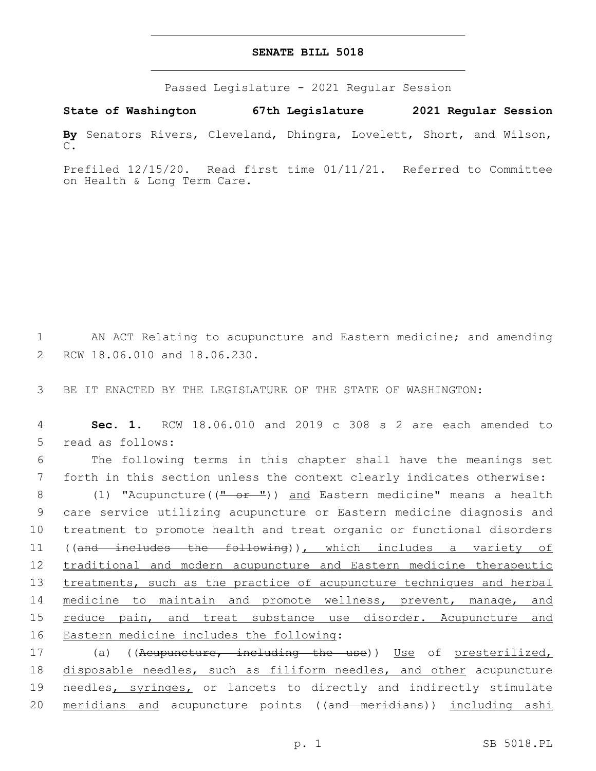# SENATE BILL 5018

Passed Legislature - 2021 Regular Session

**State of Washington 67th Legislature 2021 Regular Session**

**By** Senators Rivers, Cleveland, Dhingra, Lovelett, Short, and Wilson, C.

Prefiled 12/15/20. Read first time 01/11/21. Referred to Committee on Health & Long Term Care.

1 AN ACT Relating to acupuncture and Eastern medicine; and amending
2 RCW 18.06.010 and 18.06.230.

3 BE IT ENACTED BY THE LEGISLATURE OF THE STATE OF WASHINGTON:

4 **Sec. 1.** RCW 18.06.010 and 2019 c 308 s 2 are each amended to
5 read as follows:

6 The following terms in this chapter shall have the meanings set
7 forth in this section unless the context clearly indicates otherwise:

8 (1) "Acupuncture((~~" or "~~)) <u>and</u> Eastern medicine" means a health
9 care service utilizing acupuncture or Eastern medicine diagnosis and
10 treatment to promote health and treat organic or functional disorders
11 ((~~and includes the following~~))<u>, which includes a variety of</u>
12 <u>traditional and modern acupuncture and Eastern medicine therapeutic</u>
13 <u>treatments, such as the practice of acupuncture techniques and herbal</u>
14 <u>medicine to maintain and promote wellness, prevent, manage, and</u>
15 <u>reduce pain, and treat substance use disorder. Acupuncture and</u>
16 <u>Eastern medicine includes the following</u>:

17 (a) ((~~Acupuncture, including the use~~)) <u>Use</u> of <u>presterilized,</u>
18 <u>disposable needles, such as filiform needles, and other</u> acupuncture
19 needles<u>, syringes,</u> or lancets to directly and indirectly stimulate
20 <u>meridians and</u> acupuncture points ((~~and meridians~~)) <u>including ashi</u>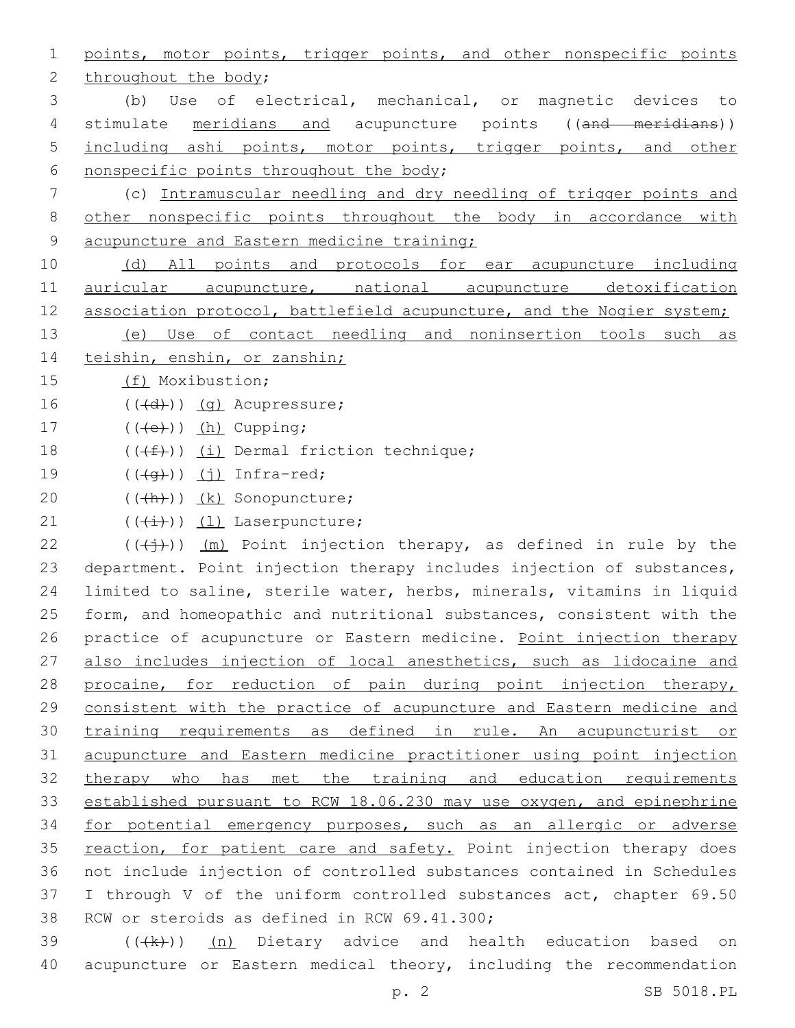points, motor points, trigger points, and other nonspecific points throughout the body;

(b) Use of electrical, mechanical, or magnetic devices to stimulate meridians and acupuncture points ((~~and meridians~~)) including ashi points, motor points, trigger points, and other nonspecific points throughout the body;

(c) Intramuscular needling and dry needling of trigger points and other nonspecific points throughout the body in accordance with acupuncture and Eastern medicine training;

(d) All points and protocols for ear acupuncture including auricular acupuncture, national acupuncture detoxification association protocol, battlefield acupuncture, and the Nogier system;

(e) Use of contact needling and noninsertion tools such as teishin, enshin, or zanshin;

(f) Moxibustion;

((~~(d)~~)) (g) Acupressure;

((~~(e)~~)) (h) Cupping;

((~~(f)~~)) (i) Dermal friction technique;

((~~(g)~~)) (j) Infra-red;

((~~(h)~~)) (k) Sonopuncture;

((~~(i)~~)) (l) Laserpuncture;

((~~(j)~~)) (m) Point injection therapy, as defined in rule by the department. Point injection therapy includes injection of substances, limited to saline, sterile water, herbs, minerals, vitamins in liquid form, and homeopathic and nutritional substances, consistent with the practice of acupuncture or Eastern medicine. Point injection therapy also includes injection of local anesthetics, such as lidocaine and procaine, for reduction of pain during point injection therapy, consistent with the practice of acupuncture and Eastern medicine and training requirements as defined in rule. An acupuncturist or acupuncture and Eastern medicine practitioner using point injection therapy who has met the training and education requirements established pursuant to RCW 18.06.230 may use oxygen, and epinephrine for potential emergency purposes, such as an allergic or adverse reaction, for patient care and safety. Point injection therapy does not include injection of controlled substances contained in Schedules I through V of the uniform controlled substances act, chapter 69.50 RCW or steroids as defined in RCW 69.41.300;

((~~(k)~~)) (n) Dietary advice and health education based on acupuncture or Eastern medical theory, including the recommendation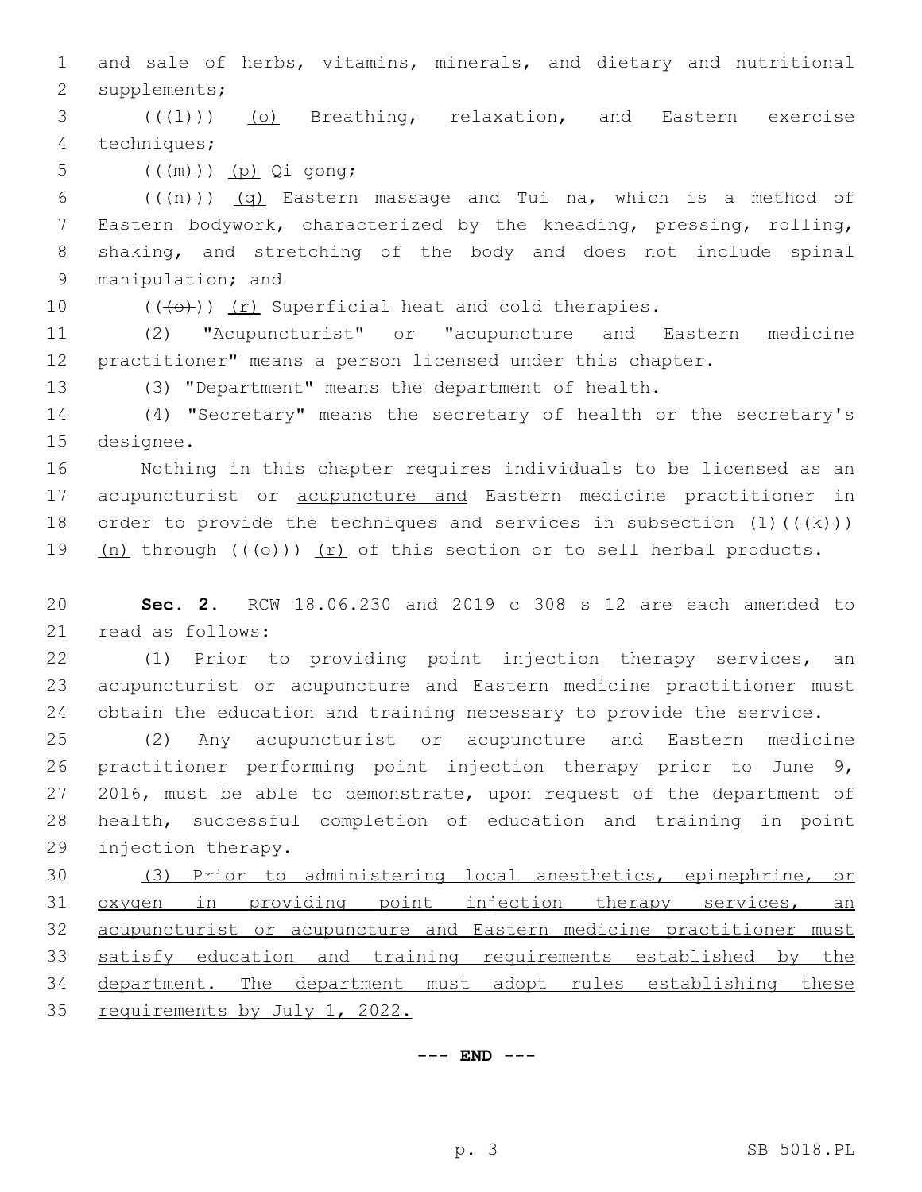and sale of herbs, vitamins, minerals, and dietary and nutritional supplements;

(((l))) <u>(o)</u> Breathing, relaxation, and Eastern exercise techniques;

(((m))) <u>(p)</u> Qi gong;

(((n))) <u>(q)</u> Eastern massage and Tui na, which is a method of Eastern bodywork, characterized by the kneading, pressing, rolling, shaking, and stretching of the body and does not include spinal manipulation; and

(((o))) <u>(r)</u> Superficial heat and cold therapies.

(2) "Acupuncturist" or "acupuncture and Eastern medicine practitioner" means a person licensed under this chapter.

(3) "Department" means the department of health.

(4) "Secretary" means the secretary of health or the secretary's designee.

Nothing in this chapter requires individuals to be licensed as an acupuncturist or <u>acupuncture and</u> Eastern medicine practitioner in order to provide the techniques and services in subsection (1)(((k))) <u>(n)</u> through (((o))) <u>(r)</u> of this section or to sell herbal products.

**Sec. 2.** RCW 18.06.230 and 2019 c 308 s 12 are each amended to read as follows:

(1) Prior to providing point injection therapy services, an acupuncturist or acupuncture and Eastern medicine practitioner must obtain the education and training necessary to provide the service.

(2) Any acupuncturist or acupuncture and Eastern medicine practitioner performing point injection therapy prior to June 9, 2016, must be able to demonstrate, upon request of the department of health, successful completion of education and training in point injection therapy.

<u>(3) Prior to administering local anesthetics, epinephrine, or oxygen in providing point injection therapy services, an acupuncturist or acupuncture and Eastern medicine practitioner must satisfy education and training requirements established by the department. The department must adopt rules establishing these requirements by July 1, 2022.</u>

--- END ---